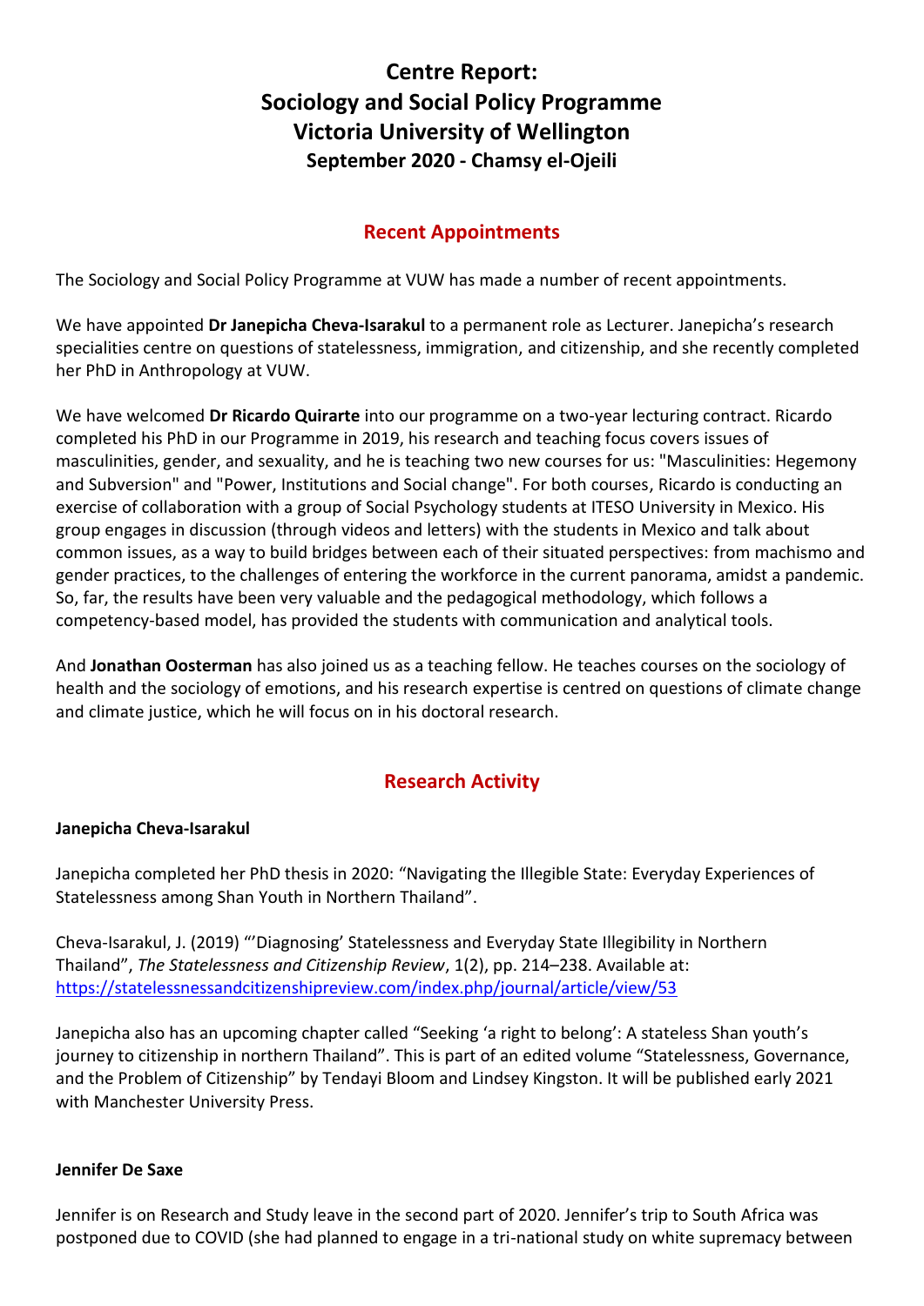# Centre Report: Sociology and Social Policy Programme Victoria University of Wellington

### September 2020 - Chamsy el-Ojeili

## Recent Appointments

The Sociology and Social Policy Programme at VUW has made a number of recent appointments.

We have appointed **Dr Janepicha Cheva-Isarakul** to a permanent role as Lecturer. Janepicha's research specialities centre on questions of statelessness, immigration, and citizenship, and she recently completed her PhD in Anthropology at VUW.

We have welcomed **Dr Ricardo Quirarte** into our programme on a two-year lecturing contract. Ricardo completed his PhD in our Programme in 2019, his research and teaching focus covers issues of masculinities, gender, and sexuality, and he is teaching two new courses for us: "Masculinities: Hegemony and Subversion" and "Power, Institutions and Social change". For both courses, Ricardo is conducting an exercise of collaboration with a group of Social Psychology students at ITESO University in Mexico. His group engages in discussion (through videos and letters) with the students in Mexico and talk about common issues, as a way to build bridges between each of their situated perspectives: from machismo and gender practices, to the challenges of entering the workforce in the current panorama, amidst a pandemic. So, far, the results have been very valuable and the pedagogical methodology, which follows a competency-based model, has provided the students with communication and analytical tools.

And **Jonathan Oosterman** has also joined us as a teaching fellow. He teaches courses on the sociology of health and the sociology of emotions, and his research expertise is centred on questions of climate change and climate justice, which he will focus on in his doctoral research.

## Research Activity

**Janepicha Cheva-Isarakul**

Janepicha completed her PhD thesis in 2020: "Navigating the Illegible State: Everyday Experiences of Statelessness among Shan Youth in Northern Thailand".

Cheva-Isarakul, J. (2019) "'Diagnosing' Statelessness and Everyday State Illegibility in Northern Thailand", *The Statelessness and Citizenship Review*, 1(2), pp. 214–238. Available at: https://statelessnessandcitizenshipreview.com/index.php/journal/article/view/53

Janepicha also has an upcoming chapter called "Seeking 'a right to belong': A stateless Shan youth's journey to citizenship in northern Thailand". This is part of an edited volume "Statelessness, Governance, and the Problem of Citizenship" by Tendayi Bloom and Lindsey Kingston. It will be published early 2021 with Manchester University Press.

**Jennifer De Saxe**

Jennifer is on Research and Study leave in the second part of 2020. Jennifer's trip to South Africa was postponed due to COVID (she had planned to engage in a tri-national study on white supremacy between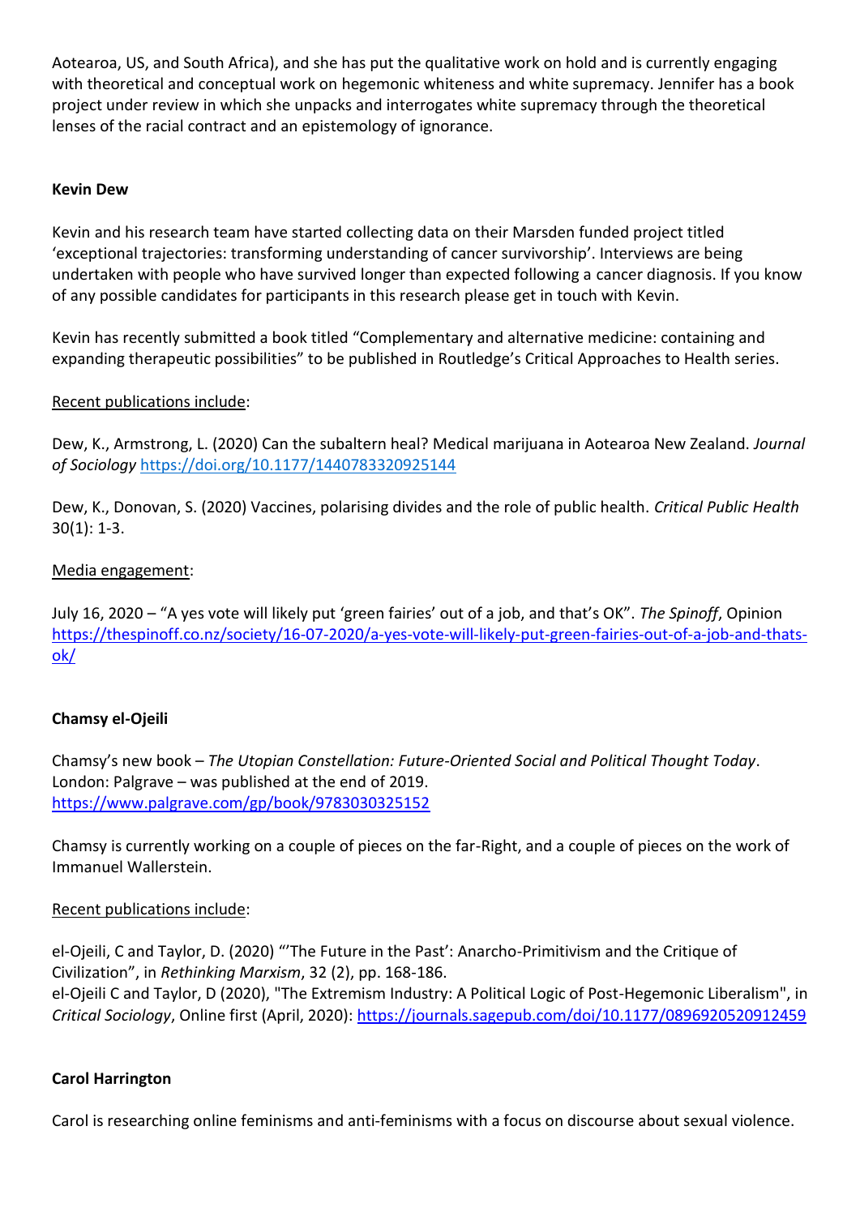Aotearoa, US, and South Africa), and she has put the qualitative work on hold and is currently engaging with theoretical and conceptual work on hegemonic whiteness and white supremacy. Jennifer has a book project under review in which she unpacks and interrogates white supremacy through the theoretical lenses of the racial contract and an epistemology of ignorance.

**Kevin Dew**

Kevin and his research team have started collecting data on their Marsden funded project titled 'exceptional trajectories: transforming understanding of cancer survivorship'. Interviews are being undertaken with people who have survived longer than expected following a cancer diagnosis. If you know of any possible candidates for participants in this research please get in touch with Kevin.

Kevin has recently submitted a book titled "Complementary and alternative medicine: containing and expanding therapeutic possibilities" to be published in Routledge's Critical Approaches to Health series.

Recent publications include:

Dew, K., Armstrong, L. (2020) Can the subaltern heal? Medical marijuana in Aotearoa New Zealand. *Journal of Sociology* https://doi.org/10.1177/1440783320925144

Dew, K., Donovan, S. (2020) Vaccines, polarising divides and the role of public health. *Critical Public Health* 30(1): 1-3.

Media engagement:

July 16, 2020 – "A yes vote will likely put 'green fairies' out of a job, and that's OK". *The Spinoff*, Opinion https://thespinoff.co.nz/society/16-07-2020/a-yes-vote-will-likely-put-green-fairies-out-of-a-job-and-thats-ok/

**Chamsy el-Ojeili**

Chamsy's new book – *The Utopian Constellation: Future-Oriented Social and Political Thought Today*. London: Palgrave – was published at the end of 2019.
https://www.palgrave.com/gp/book/9783030325152

Chamsy is currently working on a couple of pieces on the far-Right, and a couple of pieces on the work of Immanuel Wallerstein.

Recent publications include:

el-Ojeili, C and Taylor, D. (2020) "'The Future in the Past': Anarcho-Primitivism and the Critique of Civilization", in *Rethinking Marxism*, 32 (2), pp. 168-186.
el-Ojeili C and Taylor, D (2020), "The Extremism Industry: A Political Logic of Post-Hegemonic Liberalism", in *Critical Sociology*, Online first (April, 2020): https://journals.sagepub.com/doi/10.1177/0896920520912459

**Carol Harrington**

Carol is researching online feminisms and anti-feminisms with a focus on discourse about sexual violence.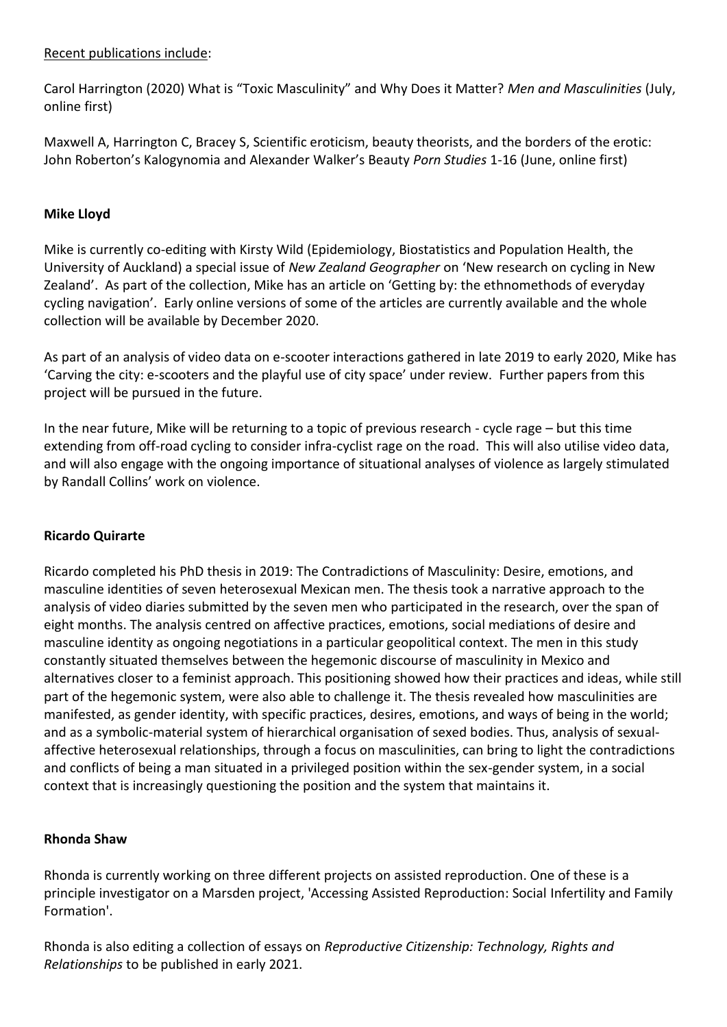<u>Recent publications include</u>:

Carol Harrington (2020) What is "Toxic Masculinity" and Why Does it Matter? *Men and Masculinities* (July, online first)

Maxwell A, Harrington C, Bracey S, Scientific eroticism, beauty theorists, and the borders of the erotic: John Roberton's Kalogynomia and Alexander Walker's Beauty *Porn Studies* 1-16 (June, online first)

**Mike Lloyd**

Mike is currently co-editing with Kirsty Wild (Epidemiology, Biostatistics and Population Health, the University of Auckland) a special issue of *New Zealand Geographer* on 'New research on cycling in New Zealand'. As part of the collection, Mike has an article on 'Getting by: the ethnomethods of everyday cycling navigation'. Early online versions of some of the articles are currently available and the whole collection will be available by December 2020.

As part of an analysis of video data on e-scooter interactions gathered in late 2019 to early 2020, Mike has 'Carving the city: e-scooters and the playful use of city space' under review. Further papers from this project will be pursued in the future.

In the near future, Mike will be returning to a topic of previous research - cycle rage – but this time extending from off-road cycling to consider infra-cyclist rage on the road. This will also utilise video data, and will also engage with the ongoing importance of situational analyses of violence as largely stimulated by Randall Collins' work on violence.

**Ricardo Quirarte**

Ricardo completed his PhD thesis in 2019: The Contradictions of Masculinity: Desire, emotions, and masculine identities of seven heterosexual Mexican men. The thesis took a narrative approach to the analysis of video diaries submitted by the seven men who participated in the research, over the span of eight months. The analysis centred on affective practices, emotions, social mediations of desire and masculine identity as ongoing negotiations in a particular geopolitical context. The men in this study constantly situated themselves between the hegemonic discourse of masculinity in Mexico and alternatives closer to a feminist approach. This positioning showed how their practices and ideas, while still part of the hegemonic system, were also able to challenge it. The thesis revealed how masculinities are manifested, as gender identity, with specific practices, desires, emotions, and ways of being in the world; and as a symbolic-material system of hierarchical organisation of sexed bodies. Thus, analysis of sexual-affective heterosexual relationships, through a focus on masculinities, can bring to light the contradictions and conflicts of being a man situated in a privileged position within the sex-gender system, in a social context that is increasingly questioning the position and the system that maintains it.

**Rhonda Shaw**

Rhonda is currently working on three different projects on assisted reproduction. One of these is a principle investigator on a Marsden project, 'Accessing Assisted Reproduction: Social Infertility and Family Formation'.

Rhonda is also editing a collection of essays on *Reproductive Citizenship: Technology, Rights and Relationships* to be published in early 2021.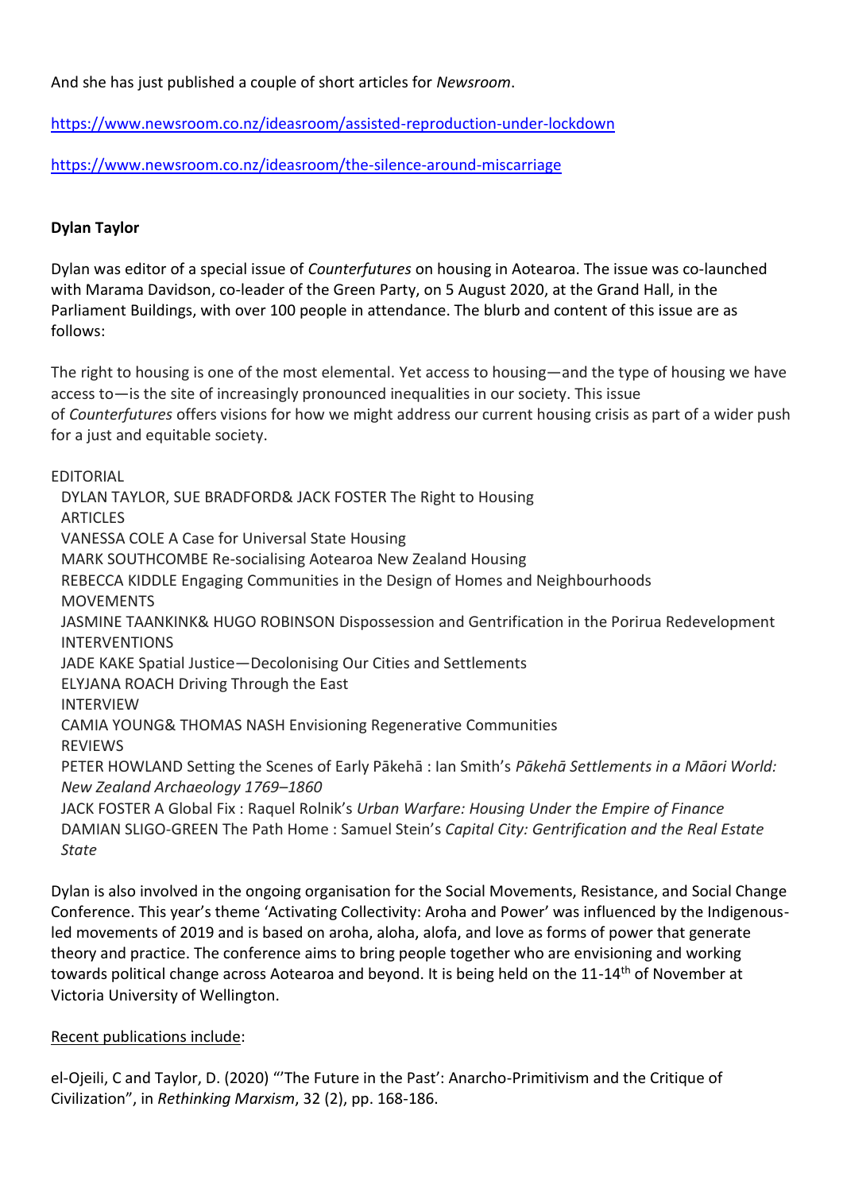And she has just published a couple of short articles for *Newsroom*.

https://www.newsroom.co.nz/ideasroom/assisted-reproduction-under-lockdown

https://www.newsroom.co.nz/ideasroom/the-silence-around-miscarriage

**Dylan Taylor**

Dylan was editor of a special issue of *Counterfutures* on housing in Aotearoa. The issue was co-launched with Marama Davidson, co-leader of the Green Party, on 5 August 2020, at the Grand Hall, in the Parliament Buildings, with over 100 people in attendance. The blurb and content of this issue are as follows:

The right to housing is one of the most elemental. Yet access to housing—and the type of housing we have access to—is the site of increasingly pronounced inequalities in our society. This issue of *Counterfutures* offers visions for how we might address our current housing crisis as part of a wider push for a just and equitable society.

EDITORIAL
DYLAN TAYLOR, SUE BRADFORD& JACK FOSTER The Right to Housing
ARTICLES
VANESSA COLE A Case for Universal State Housing
MARK SOUTHCOMBE Re-socialising Aotearoa New Zealand Housing
REBECCA KIDDLE Engaging Communities in the Design of Homes and Neighbourhoods
MOVEMENTS
JASMINE TAANKINK& HUGO ROBINSON Dispossession and Gentrification in the Porirua Redevelopment
INTERVENTIONS
JADE KAKE Spatial Justice—Decolonising Our Cities and Settlements
ELYJANA ROACH Driving Through the East
INTERVIEW
CAMIA YOUNG& THOMAS NASH Envisioning Regenerative Communities
REVIEWS
PETER HOWLAND Setting the Scenes of Early Pākehā : Ian Smith's *Pākehā Settlements in a Māori World: New Zealand Archaeology 1769–1860*
JACK FOSTER A Global Fix : Raquel Rolnik's *Urban Warfare: Housing Under the Empire of Finance*
DAMIAN SLIGO-GREEN The Path Home : Samuel Stein's *Capital City: Gentrification and the Real Estate State*

Dylan is also involved in the ongoing organisation for the Social Movements, Resistance, and Social Change Conference. This year's theme 'Activating Collectivity: Aroha and Power' was influenced by the Indigenous-led movements of 2019 and is based on aroha, aloha, alofa, and love as forms of power that generate theory and practice. The conference aims to bring people together who are envisioning and working towards political change across Aotearoa and beyond. It is being held on the 11-14th of November at Victoria University of Wellington.

Recent publications include:

el-Ojeili, C and Taylor, D. (2020) "'The Future in the Past': Anarcho-Primitivism and the Critique of Civilization", in *Rethinking Marxism*, 32 (2), pp. 168-186.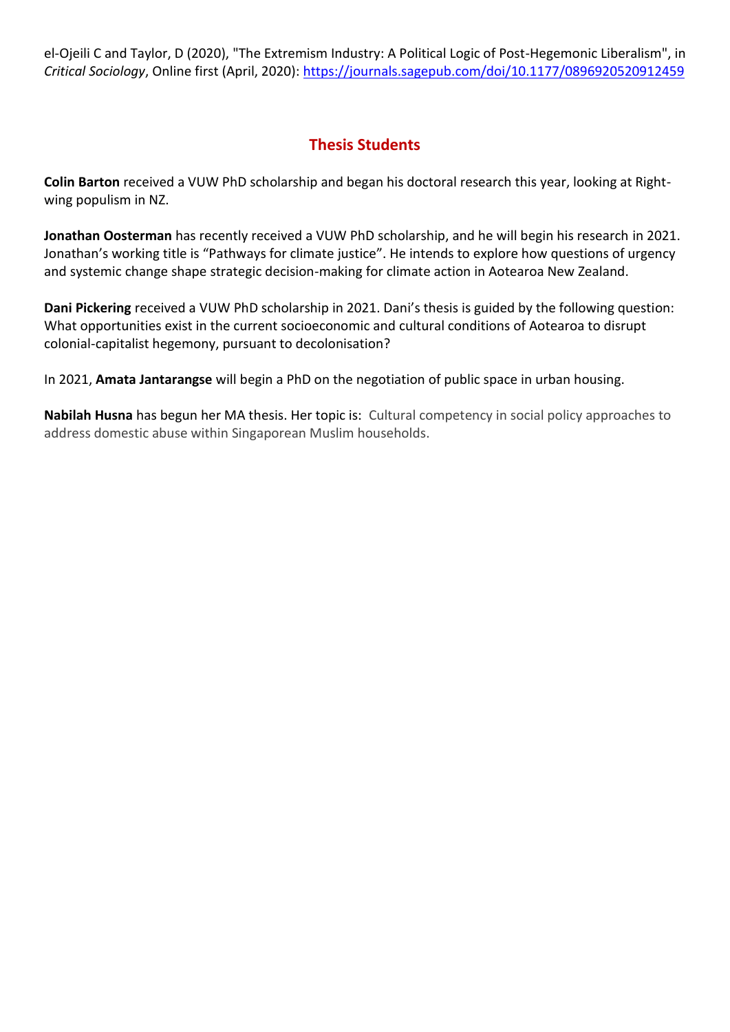el-Ojeili C and Taylor, D (2020), "The Extremism Industry: A Political Logic of Post-Hegemonic Liberalism", in *Critical Sociology*, Online first (April, 2020): https://journals.sagepub.com/doi/10.1177/0896920520912459

## Thesis Students

**Colin Barton** received a VUW PhD scholarship and began his doctoral research this year, looking at Right-wing populism in NZ.

**Jonathan Oosterman** has recently received a VUW PhD scholarship, and he will begin his research in 2021. Jonathan's working title is "Pathways for climate justice". He intends to explore how questions of urgency and systemic change shape strategic decision-making for climate action in Aotearoa New Zealand.

**Dani Pickering** received a VUW PhD scholarship in 2021. Dani's thesis is guided by the following question: What opportunities exist in the current socioeconomic and cultural conditions of Aotearoa to disrupt colonial-capitalist hegemony, pursuant to decolonisation?

In 2021, **Amata Jantarangse** will begin a PhD on the negotiation of public space in urban housing.

**Nabilah Husna** has begun her MA thesis. Her topic is: Cultural competency in social policy approaches to address domestic abuse within Singaporean Muslim households.